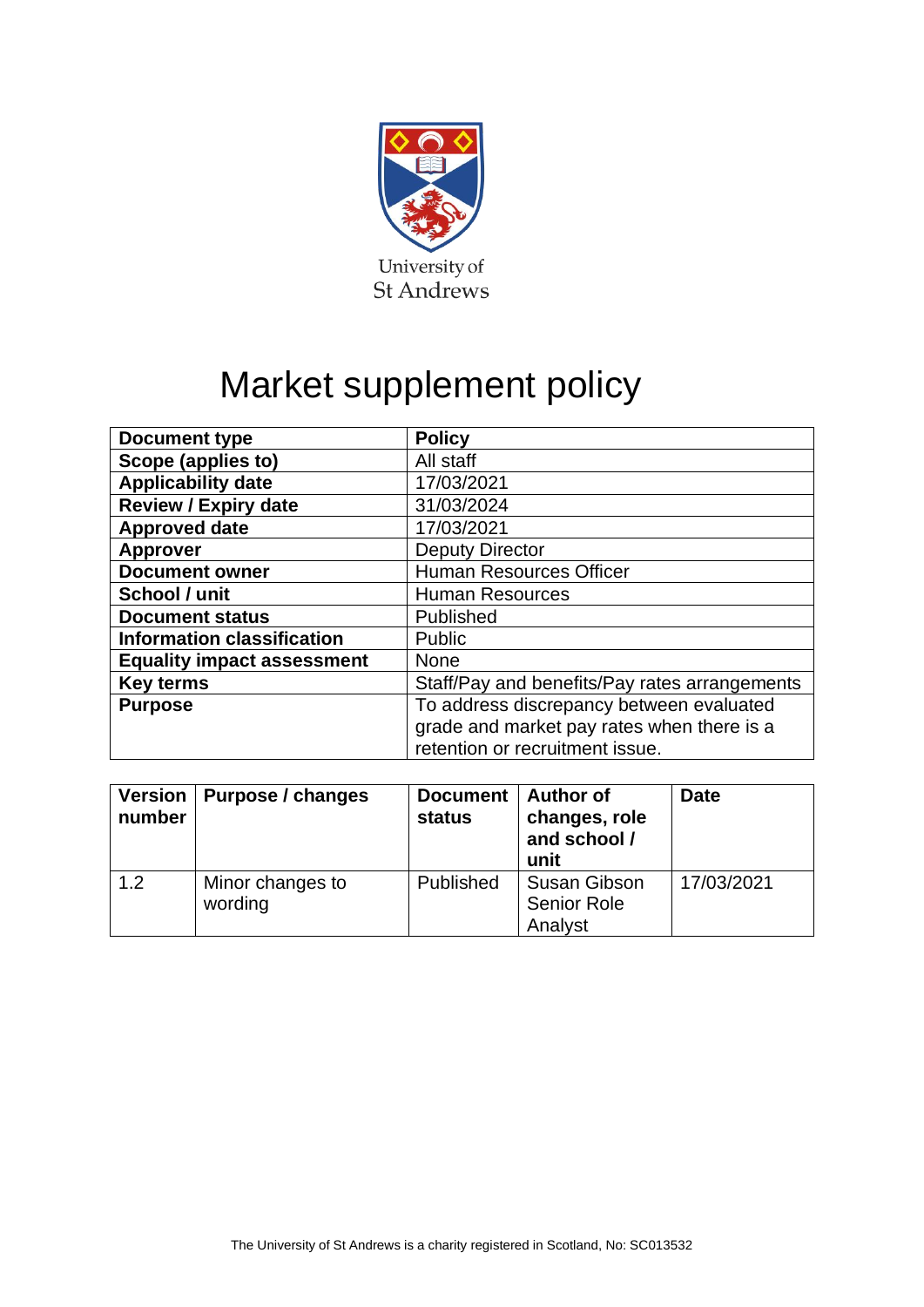University of
St Andrews

# Market supplement policy

| Document type | Policy |
|---|---|
| Scope (applies to) | All staff |
| Applicability date | 17/03/2021 |
| Review / Expiry date | 31/03/2024 |
| Approved date | 17/03/2021 |
| Approver | Deputy Director |
| Document owner | Human Resources Officer |
| School / unit | Human Resources |
| Document status | Published |
| Information classification | Public |
| Equality impact assessment | None |
| Key terms | Staff/Pay and benefits/Pay rates arrangements |
| Purpose | To address discrepancy between evaluated grade and market pay rates when there is a retention or recruitment issue. |

| Version number | Purpose / changes | Document status | Author of changes, role and school / unit | Date |
|---|---|---|---|---|
| 1.2 | Minor changes to wording | Published | Susan Gibson Senior Role Analyst | 17/03/2021 |

The University of St Andrews is a charity registered in Scotland, No: SC013532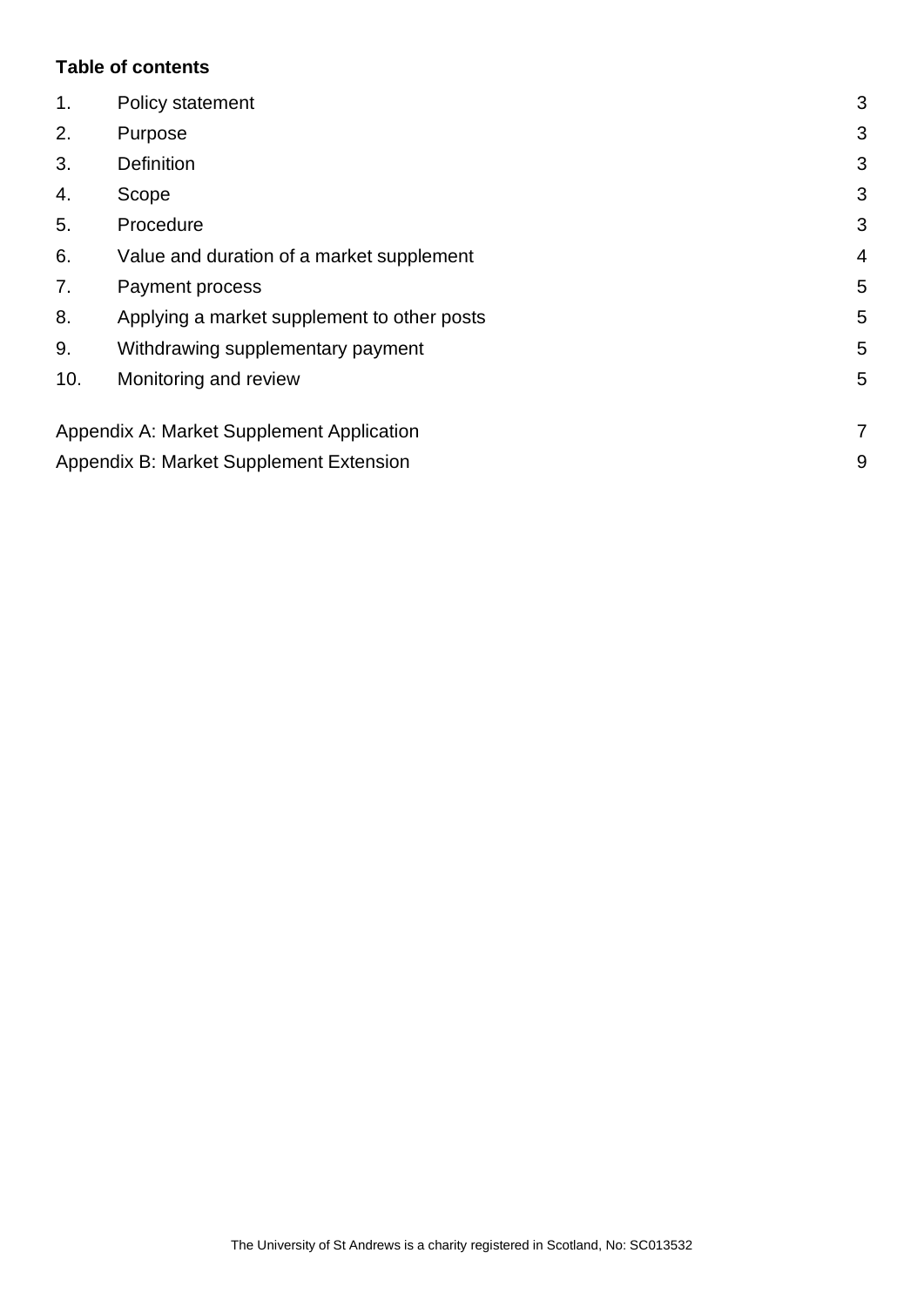**Table of contents**

| | | |
|---|---|---|
| 1. | Policy statement | 3 |
| 2. | Purpose | 3 |
| 3. | Definition | 3 |
| 4. | Scope | 3 |
| 5. | Procedure | 3 |
| 6. | Value and duration of a market supplement | 4 |
| 7. | Payment process | 5 |
| 8. | Applying a market supplement to other posts | 5 |
| 9. | Withdrawing supplementary payment | 5 |
| 10. | Monitoring and review | 5 |
| Appendix A: Market Supplement Application | | 7 |
| Appendix B: Market Supplement Extension | | 9 |

The University of St Andrews is a charity registered in Scotland, No: SC013532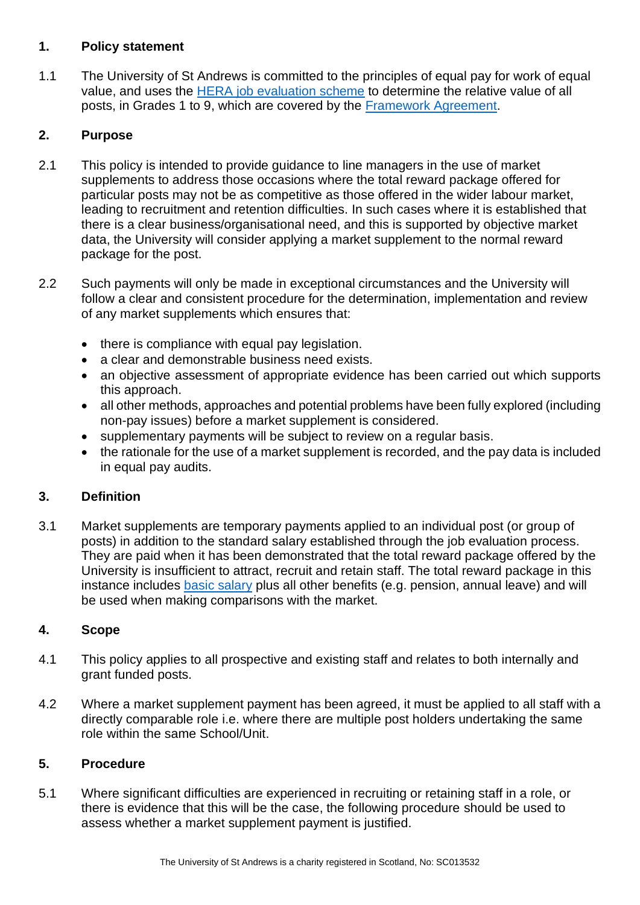## 1. Policy statement

1.1 The University of St Andrews is committed to the principles of equal pay for work of equal value, and uses the [HERA job evaluation scheme](#) to determine the relative value of all posts, in Grades 1 to 9, which are covered by the [Framework Agreement](#).

## 2. Purpose

2.1 This policy is intended to provide guidance to line managers in the use of market supplements to address those occasions where the total reward package offered for particular posts may not be as competitive as those offered in the wider labour market, leading to recruitment and retention difficulties. In such cases where it is established that there is a clear business/organisational need, and this is supported by objective market data, the University will consider applying a market supplement to the normal reward package for the post.

2.2 Such payments will only be made in exceptional circumstances and the University will follow a clear and consistent procedure for the determination, implementation and review of any market supplements which ensures that:

- there is compliance with equal pay legislation.
- a clear and demonstrable business need exists.
- an objective assessment of appropriate evidence has been carried out which supports this approach.
- all other methods, approaches and potential problems have been fully explored (including non-pay issues) before a market supplement is considered.
- supplementary payments will be subject to review on a regular basis.
- the rationale for the use of a market supplement is recorded, and the pay data is included in equal pay audits.

## 3. Definition

3.1 Market supplements are temporary payments applied to an individual post (or group of posts) in addition to the standard salary established through the job evaluation process. They are paid when it has been demonstrated that the total reward package offered by the University is insufficient to attract, recruit and retain staff. The total reward package in this instance includes [basic salary](#) plus all other benefits (e.g. pension, annual leave) and will be used when making comparisons with the market.

## 4. Scope

4.1 This policy applies to all prospective and existing staff and relates to both internally and grant funded posts.

4.2 Where a market supplement payment has been agreed, it must be applied to all staff with a directly comparable role i.e. where there are multiple post holders undertaking the same role within the same School/Unit.

## 5. Procedure

5.1 Where significant difficulties are experienced in recruiting or retaining staff in a role, or there is evidence that this will be the case, the following procedure should be used to assess whether a market supplement payment is justified.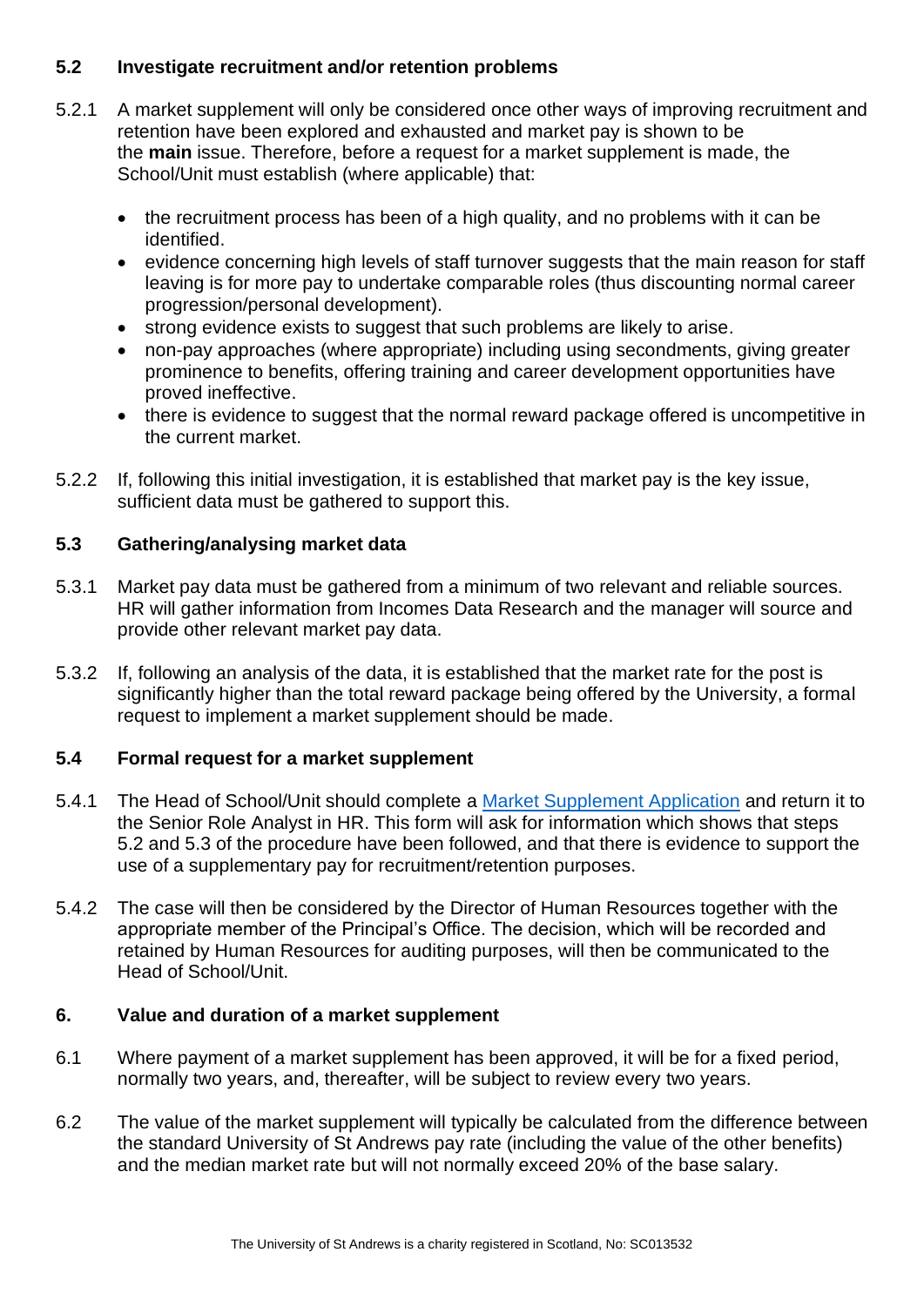### 5.2 Investigate recruitment and/or retention problems

5.2.1 A market supplement will only be considered once other ways of improving recruitment and retention have been explored and exhausted and market pay is shown to be the **main** issue. Therefore, before a request for a market supplement is made, the School/Unit must establish (where applicable) that:

- the recruitment process has been of a high quality, and no problems with it can be identified.
- evidence concerning high levels of staff turnover suggests that the main reason for staff leaving is for more pay to undertake comparable roles (thus discounting normal career progression/personal development).
- strong evidence exists to suggest that such problems are likely to arise.
- non-pay approaches (where appropriate) including using secondments, giving greater prominence to benefits, offering training and career development opportunities have proved ineffective.
- there is evidence to suggest that the normal reward package offered is uncompetitive in the current market.

5.2.2 If, following this initial investigation, it is established that market pay is the key issue, sufficient data must be gathered to support this.

### 5.3 Gathering/analysing market data

5.3.1 Market pay data must be gathered from a minimum of two relevant and reliable sources. HR will gather information from Incomes Data Research and the manager will source and provide other relevant market pay data.

5.3.2 If, following an analysis of the data, it is established that the market rate for the post is significantly higher than the total reward package being offered by the University, a formal request to implement a market supplement should be made.

### 5.4 Formal request for a market supplement

5.4.1 The Head of School/Unit should complete a [Market Supplement Application]() and return it to the Senior Role Analyst in HR. This form will ask for information which shows that steps 5.2 and 5.3 of the procedure have been followed, and that there is evidence to support the use of a supplementary pay for recruitment/retention purposes.

5.4.2 The case will then be considered by the Director of Human Resources together with the appropriate member of the Principal's Office. The decision, which will be recorded and retained by Human Resources for auditing purposes, will then be communicated to the Head of School/Unit.

## 6. Value and duration of a market supplement

6.1 Where payment of a market supplement has been approved, it will be for a fixed period, normally two years, and, thereafter, will be subject to review every two years.

6.2 The value of the market supplement will typically be calculated from the difference between the standard University of St Andrews pay rate (including the value of the other benefits) and the median market rate but will not normally exceed 20% of the base salary.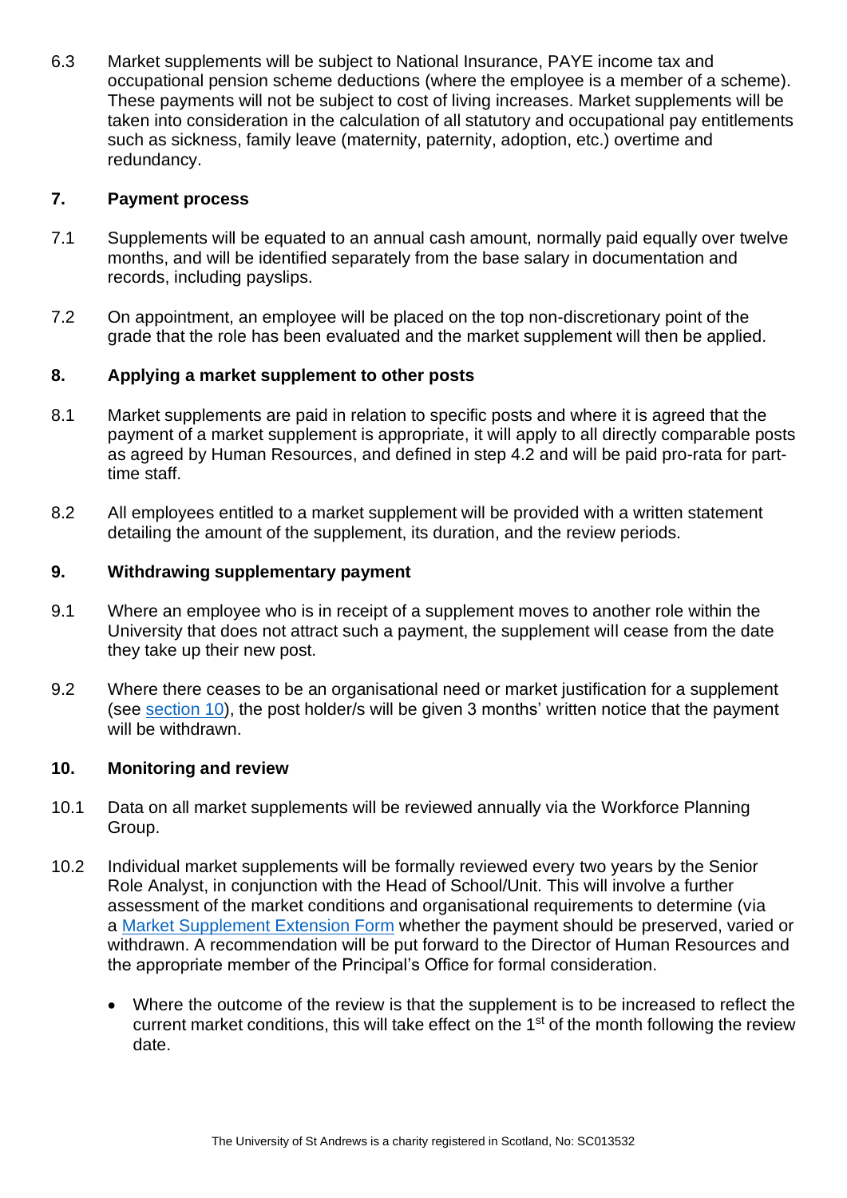6.3 Market supplements will be subject to National Insurance, PAYE income tax and occupational pension scheme deductions (where the employee is a member of a scheme). These payments will not be subject to cost of living increases. Market supplements will be taken into consideration in the calculation of all statutory and occupational pay entitlements such as sickness, family leave (maternity, paternity, adoption, etc.) overtime and redundancy.

## 7. Payment process

7.1 Supplements will be equated to an annual cash amount, normally paid equally over twelve months, and will be identified separately from the base salary in documentation and records, including payslips.

7.2 On appointment, an employee will be placed on the top non-discretionary point of the grade that the role has been evaluated and the market supplement will then be applied.

## 8. Applying a market supplement to other posts

8.1 Market supplements are paid in relation to specific posts and where it is agreed that the payment of a market supplement is appropriate, it will apply to all directly comparable posts as agreed by Human Resources, and defined in step 4.2 and will be paid pro-rata for part-time staff.

8.2 All employees entitled to a market supplement will be provided with a written statement detailing the amount of the supplement, its duration, and the review periods.

## 9. Withdrawing supplementary payment

9.1 Where an employee who is in receipt of a supplement moves to another role within the University that does not attract such a payment, the supplement will cease from the date they take up their new post.

9.2 Where there ceases to be an organisational need or market justification for a supplement (see section 10), the post holder/s will be given 3 months' written notice that the payment will be withdrawn.

## 10. Monitoring and review

10.1 Data on all market supplements will be reviewed annually via the Workforce Planning Group.

10.2 Individual market supplements will be formally reviewed every two years by the Senior Role Analyst, in conjunction with the Head of School/Unit. This will involve a further assessment of the market conditions and organisational requirements to determine (via a Market Supplement Extension Form whether the payment should be preserved, varied or withdrawn. A recommendation will be put forward to the Director of Human Resources and the appropriate member of the Principal's Office for formal consideration.

- Where the outcome of the review is that the supplement is to be increased to reflect the current market conditions, this will take effect on the 1st of the month following the review date.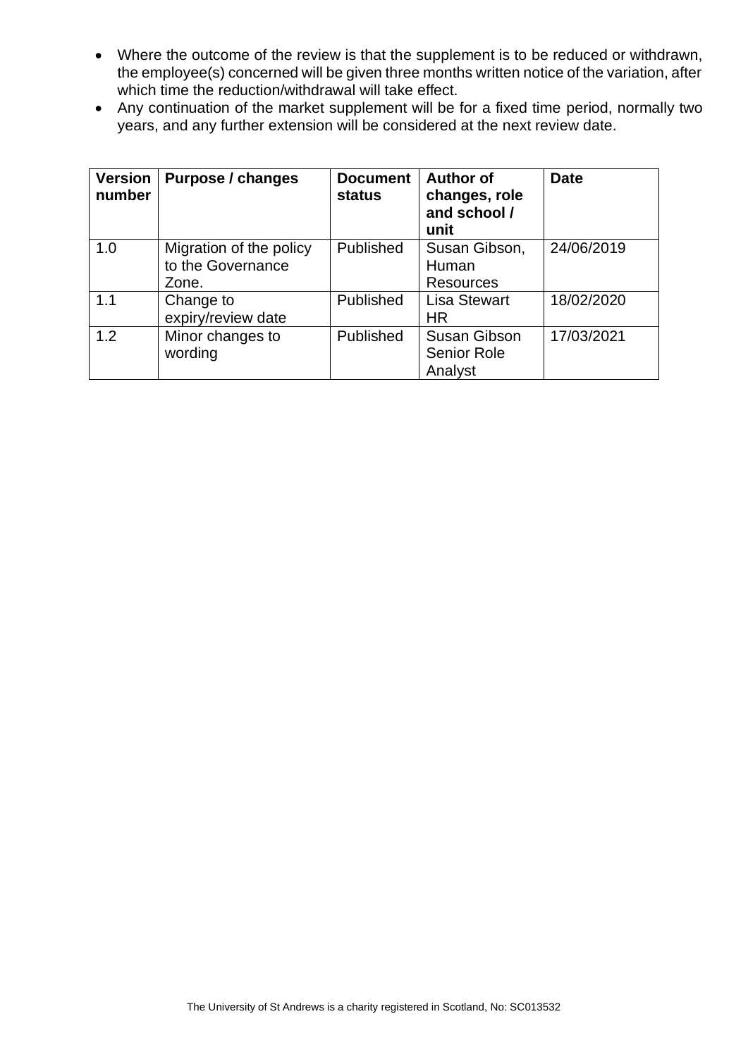- Where the outcome of the review is that the supplement is to be reduced or withdrawn, the employee(s) concerned will be given three months written notice of the variation, after which time the reduction/withdrawal will take effect.
- Any continuation of the market supplement will be for a fixed time period, normally two years, and any further extension will be considered at the next review date.

| Version number | Purpose / changes | Document status | Author of changes, role and school / unit | Date |
|---|---|---|---|---|
| 1.0 | Migration of the policy to the Governance Zone. | Published | Susan Gibson, Human Resources | 24/06/2019 |
| 1.1 | Change to expiry/review date | Published | Lisa Stewart HR | 18/02/2020 |
| 1.2 | Minor changes to wording | Published | Susan Gibson Senior Role Analyst | 17/03/2021 |

The University of St Andrews is a charity registered in Scotland, No: SC013532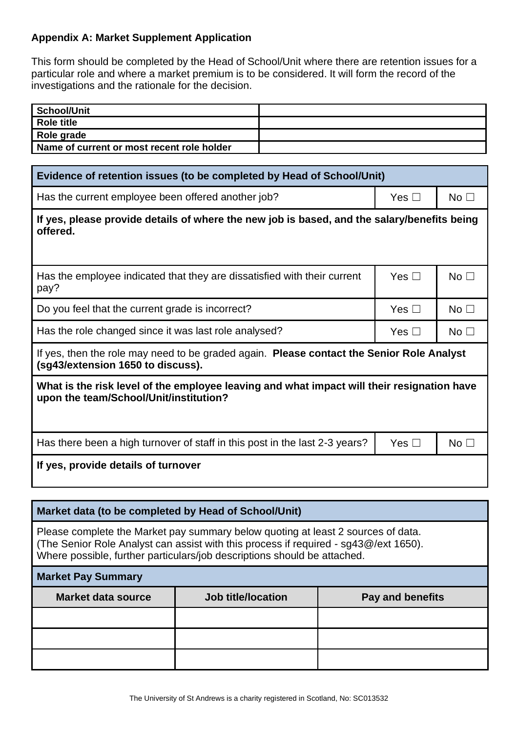**Appendix A: Market Supplement Application**

This form should be completed by the Head of School/Unit where there are retention issues for a particular role and where a market premium is to be considered. It will form the record of the investigations and the rationale for the decision.

| | |
|---|---|
| **School/Unit** | |
| **Role title** | |
| **Role grade** | |
| **Name of current or most recent role holder** | |

| **Evidence of retention issues (to be completed by Head of School/Unit)** | | |
|---|---|---|
| Has the current employee been offered another job? | Yes ☐ | No ☐ |
| **If yes, please provide details of where the new job is based, and the salary/benefits being offered.** | | |
| Has the employee indicated that they are dissatisfied with their current pay? | Yes ☐ | No ☐ |
| Do you feel that the current grade is incorrect? | Yes ☐ | No ☐ |
| Has the role changed since it was last role analysed? | Yes ☐ | No ☐ |
| If yes, then the role may need to be graded again. **Please contact the Senior Role Analyst (sg43/extension 1650 to discuss).** | | |
| **What is the risk level of the employee leaving and what impact will their resignation have upon the team/School/Unit/institution?** | | |
| Has there been a high turnover of staff in this post in the last 2-3 years? | Yes ☐ | No ☐ |
| **If yes, provide details of turnover** | | |

**Market data (to be completed by Head of School/Unit)**

Please complete the Market pay summary below quoting at least 2 sources of data.
(The Senior Role Analyst can assist with this process if required - sg43@/ext 1650).
Where possible, further particulars/job descriptions should be attached.

**Market Pay Summary**

| Market data source | Job title/location | Pay and benefits |
|---|---|---|
| | | |
| | | |
| | | |

The University of St Andrews is a charity registered in Scotland, No: SC013532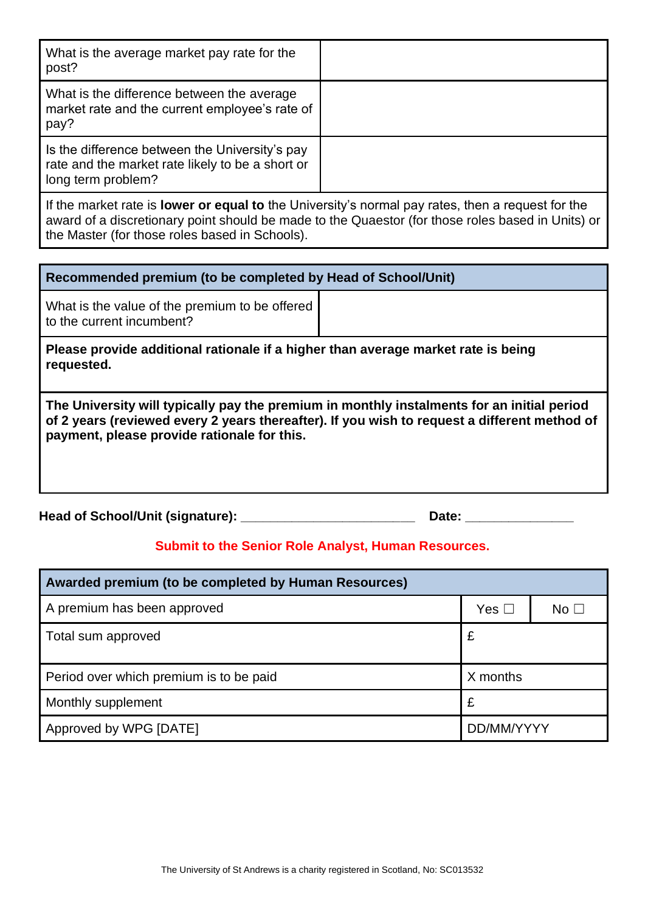| What is the average market pay rate for the post? | |
|---|---|
| What is the difference between the average market rate and the current employee's rate of pay? | |
| Is the difference between the University's pay rate and the market rate likely to be a short or long term problem? | |
| If the market rate is **lower or equal to** the University's normal pay rates, then a request for the award of a discretionary point should be made to the Quaestor (for those roles based in Units) or the Master (for those roles based in Schools). | |

| **Recommended premium (to be completed by Head of School/Unit)** | |
|---|---|
| What is the value of the premium to be offered to the current incumbent? | |
| **Please provide additional rationale if a higher than average market rate is being requested.** | |
| **The University will typically pay the premium in monthly instalments for an initial period of 2 years (reviewed every 2 years thereafter). If you wish to request a different method of payment, please provide rationale for this.** | |

**Head of School/Unit (signature):** _______________________ **Date:** ______________

**Submit to the Senior Role Analyst, Human Resources.**

| **Awarded premium (to be completed by Human Resources)** | | |
|---|---|---|
| A premium has been approved | Yes ☐ | No ☐ |
| Total sum approved | £ | |
| Period over which premium is to be paid | X months | |
| Monthly supplement | £ | |
| Approved by WPG [DATE] | DD/MM/YYYY | |

The University of St Andrews is a charity registered in Scotland, No: SC013532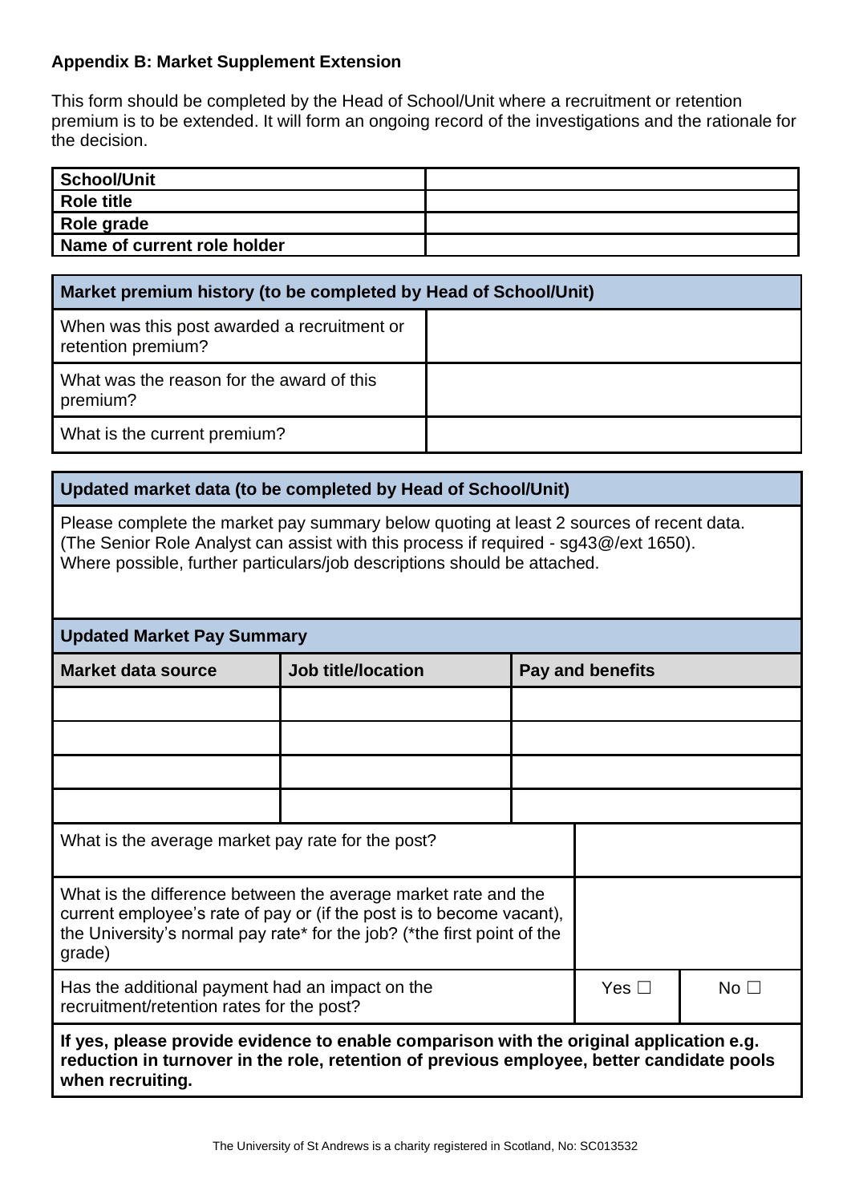## Appendix B: Market Supplement Extension

This form should be completed by the Head of School/Unit where a recruitment or retention premium is to be extended. It will form an ongoing record of the investigations and the rationale for the decision.

| **School/Unit** | |
|---|---|
| **Role title** | |
| **Role grade** | |
| **Name of current role holder** | |

| **Market premium history (to be completed by Head of School/Unit)** | |
|---|---|
| When was this post awarded a recruitment or retention premium? | |
| What was the reason for the award of this premium? | |
| What is the current premium? | |

**Updated market data (to be completed by Head of School/Unit)**

Please complete the market pay summary below quoting at least 2 sources of recent data. (The Senior Role Analyst can assist with this process if required - sg43@/ext 1650). Where possible, further particulars/job descriptions should be attached.

**Updated Market Pay Summary**

| **Market data source** | **Job title/location** | **Pay and benefits** |
|---|---|---|
| | | |
| | | |
| | | |
| | | |

| | | |
|---|---|---|
| What is the average market pay rate for the post? | | |
| What is the difference between the average market rate and the current employee's rate of pay or (if the post is to become vacant), the University's normal pay rate* for the job? (*the first point of the grade) | | |
| Has the additional payment had an impact on the recruitment/retention rates for the post? | Yes ☐ | No ☐ |

**If yes, please provide evidence to enable comparison with the original application e.g. reduction in turnover in the role, retention of previous employee, better candidate pools when recruiting.**

The University of St Andrews is a charity registered in Scotland, No: SC013532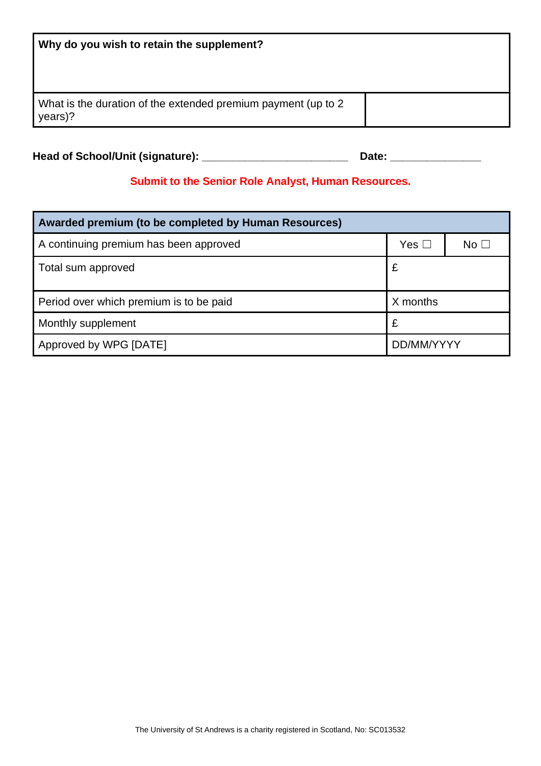| | |
|---|---|
| **Why do you wish to retain the supplement?** | |
| What is the duration of the extended premium payment (up to 2 years)? | |

**Head of School/Unit (signature):** ______________________ **Date:** ______________

**Submit to the Senior Role Analyst, Human Resources.**

| **Awarded premium (to be completed by Human Resources)** | | |
|---|---|---|
| A continuing premium has been approved | Yes ☐ | No ☐ |
| Total sum approved | £ | |
| Period over which premium is to be paid | X months | |
| Monthly supplement | £ | |
| Approved by WPG [DATE] | DD/MM/YYYY | |

The University of St Andrews is a charity registered in Scotland, No: SC013532